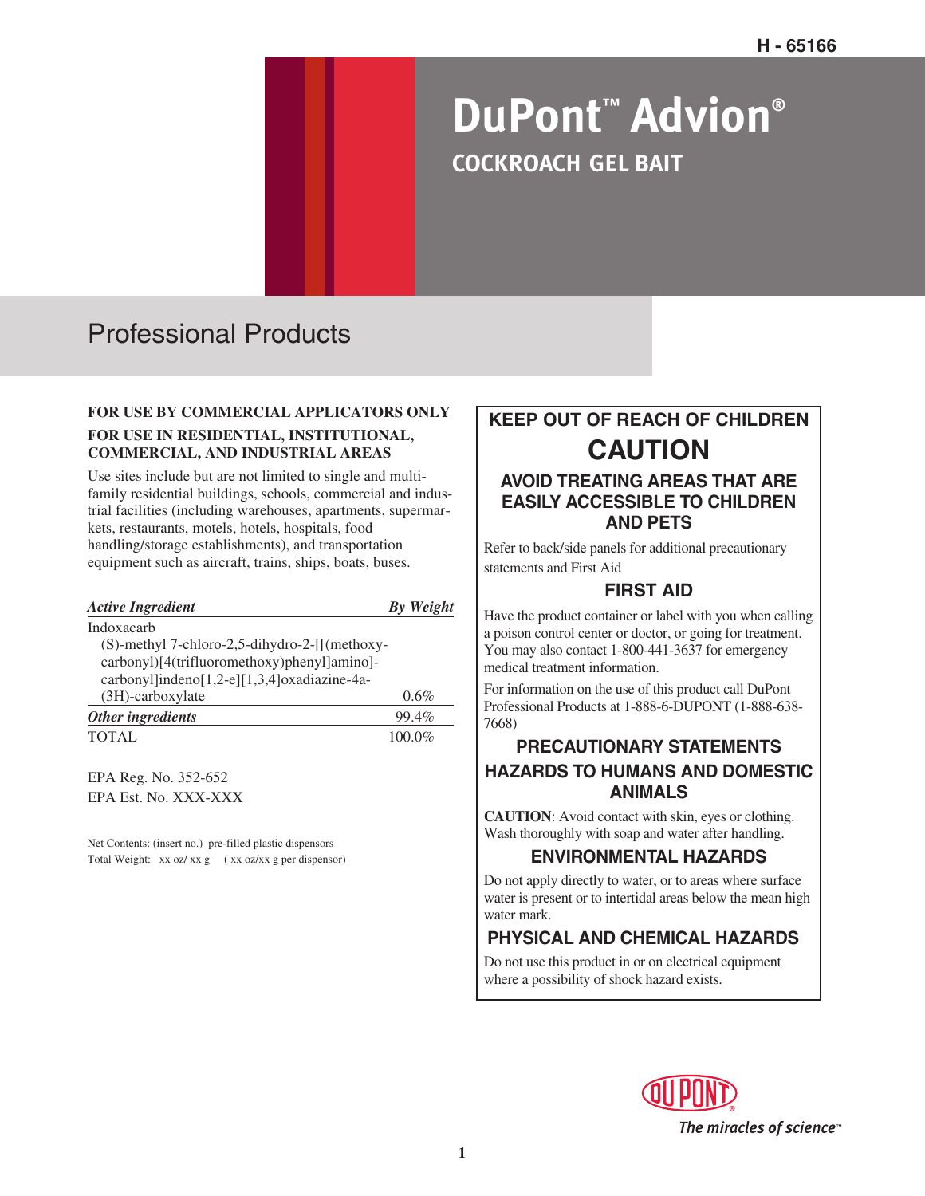H - 65166

# DuPont™ Advion®

## COCKROACH GEL BAIT

### Professional Products

**FOR USE BY COMMERCIAL APPLICATORS ONLY**

**FOR USE IN RESIDENTIAL, INSTITUTIONAL, COMMERCIAL, AND INDUSTRIAL AREAS**

Use sites include but are not limited to single and multi-family residential buildings, schools, commercial and industrial facilities (including warehouses, apartments, supermarkets, restaurants, motels, hotels, hospitals, food handling/storage establishments), and transportation equipment such as aircraft, trains, ships, boats, buses.

| *Active Ingredient* | *By Weight* |
|---|---|
| Indoxacarb<br>(S)-methyl 7-chloro-2,5-dihydro-2-[[(methoxy-carbonyl)[4(trifluoromethoxy)phenyl]amino]-carbonyl]indeno[1,2-e][1,3,4]oxadiazine-4a-(3H)-carboxylate | 0.6% |
| *Other ingredients* | 99.4% |
| TOTAL | 100.0% |

EPA Reg. No. 352-652
EPA Est. No. XXX-XXX

Net Contents: (insert no.) pre-filled plastic dispensors
Total Weight: xx oz/ xx g ( xx oz/xx g per dispensor)

## KEEP OUT OF REACH OF CHILDREN

## CAUTION

### AVOID TREATING AREAS THAT ARE EASILY ACCESSIBLE TO CHILDREN AND PETS

Refer to back/side panels for additional precautionary statements and First Aid

### FIRST AID

Have the product container or label with you when calling a poison control center or doctor, or going for treatment. You may also contact 1-800-441-3637 for emergency medical treatment information.

For information on the use of this product call DuPont Professional Products at 1-888-6-DUPONT (1-888-638-7668)

### PRECAUTIONARY STATEMENTS

### HAZARDS TO HUMANS AND DOMESTIC ANIMALS

**CAUTION**: Avoid contact with skin, eyes or clothing. Wash thoroughly with soap and water after handling.

### ENVIRONMENTAL HAZARDS

Do not apply directly to water, or to areas where surface water is present or to intertidal areas below the mean high water mark.

### PHYSICAL AND CHEMICAL HAZARDS

Do not use this product in or on electrical equipment where a possibility of shock hazard exists.

DUPONT®
The miracles of science™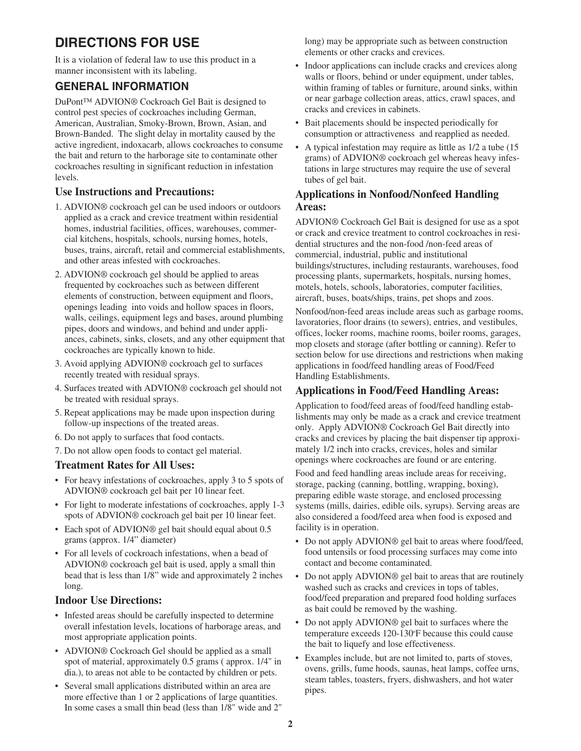# DIRECTIONS FOR USE

It is a violation of federal law to use this product in a manner inconsistent with its labeling.

## GENERAL INFORMATION

DuPont™ ADVION® Cockroach Gel Bait is designed to control pest species of cockroaches including German, American, Australian, Smoky-Brown, Brown, Asian, and Brown-Banded. The slight delay in mortality caused by the active ingredient, indoxacarb, allows cockroaches to consume the bait and return to the harborage site to contaminate other cockroaches resulting in significant reduction in infestation levels.

### Use Instructions and Precautions:

1. ADVION® cockroach gel can be used indoors or outdoors applied as a crack and crevice treatment within residential homes, industrial facilities, offices, warehouses, commercial kitchens, hospitals, schools, nursing homes, hotels, buses, trains, aircraft, retail and commercial establishments, and other areas infested with cockroaches.
2. ADVION® cockroach gel should be applied to areas frequented by cockroaches such as between different elements of construction, between equipment and floors, openings leading into voids and hollow spaces in floors, walls, ceilings, equipment legs and bases, around plumbing pipes, doors and windows, and behind and under appliances, cabinets, sinks, closets, and any other equipment that cockroaches are typically known to hide.
3. Avoid applying ADVION® cockroach gel to surfaces recently treated with residual sprays.
4. Surfaces treated with ADVION® cockroach gel should not be treated with residual sprays.
5. Repeat applications may be made upon inspection during follow-up inspections of the treated areas.
6. Do not apply to surfaces that food contacts.
7. Do not allow open foods to contact gel material.

### Treatment Rates for All Uses:

- For heavy infestations of cockroaches, apply 3 to 5 spots of ADVION® cockroach gel bait per 10 linear feet.
- For light to moderate infestations of cockroaches, apply 1-3 spots of ADVION® cockroach gel bait per 10 linear feet.
- Each spot of ADVION® gel bait should equal about 0.5 grams (approx. 1/4" diameter)
- For all levels of cockroach infestations, when a bead of ADVION® cockroach gel bait is used, apply a small thin bead that is less than 1/8" wide and approximately 2 inches long.

### Indoor Use Directions:

- Infested areas should be carefully inspected to determine overall infestation levels, locations of harborage areas, and most appropriate application points.
- ADVION® Cockroach Gel should be applied as a small spot of material, approximately 0.5 grams ( approx. 1/4" in dia.), to areas not able to be contacted by children or pets.
- Several small applications distributed within an area are more effective than 1 or 2 applications of large quantities. In some cases a small thin bead (less than 1/8" wide and 2" long) may be appropriate such as between construction elements or other cracks and crevices.
- Indoor applications can include cracks and crevices along walls or floors, behind or under equipment, under tables, within framing of tables or furniture, around sinks, within or near garbage collection areas, attics, crawl spaces, and cracks and crevices in cabinets.
- Bait placements should be inspected periodically for consumption or attractiveness and reapplied as needed.
- A typical infestation may require as little as 1/2 a tube (15 grams) of ADVION® cockroach gel whereas heavy infestations in large structures may require the use of several tubes of gel bait.

### Applications in Nonfood/Nonfeed Handling Areas:

ADVION® Cockroach Gel Bait is designed for use as a spot or crack and crevice treatment to control cockroaches in residential structures and the non-food /non-feed areas of commercial, industrial, public and institutional buildings/structures, including restaurants, warehouses, food processing plants, supermarkets, hospitals, nursing homes, motels, hotels, schools, laboratories, computer facilities, aircraft, buses, boats/ships, trains, pet shops and zoos.

Nonfood/non-feed areas include areas such as garbage rooms, lavoratories, floor drains (to sewers), entries, and vestibules, offices, locker rooms, machine rooms, boiler rooms, garages, mop closets and storage (after bottling or canning). Refer to section below for use directions and restrictions when making applications in food/feed handling areas of Food/Feed Handling Establishments.

### Applications in Food/Feed Handling Areas:

Application to food/feed areas of food/feed handling establishments may only be made as a crack and crevice treatment only. Apply ADVION® Cockroach Gel Bait directly into cracks and crevices by placing the bait dispenser tip approximately 1/2 inch into cracks, crevices, holes and similar openings where cockroaches are found or are entering.

Food and feed handling areas include areas for receiving, storage, packing (canning, bottling, wrapping, boxing), preparing edible waste storage, and enclosed processing systems (mills, dairies, edible oils, syrups). Serving areas are also considered a food/feed area when food is exposed and facility is in operation.

- Do not apply ADVION® gel bait to areas where food/feed, food untensils or food processing surfaces may come into contact and become contaminated.
- Do not apply ADVION® gel bait to areas that are routinely washed such as cracks and crevices in tops of tables, food/feed preparation and prepared food holding surfaces as bait could be removed by the washing.
- Do not apply ADVION® gel bait to surfaces where the temperature exceeds 120-130°F because this could cause the bait to liquefy and lose effectiveness.
- Examples include, but are not limited to, parts of stoves, ovens, grills, fume hoods, saunas, heat lamps, coffee urns, steam tables, toasters, fryers, dishwashers, and hot water pipes.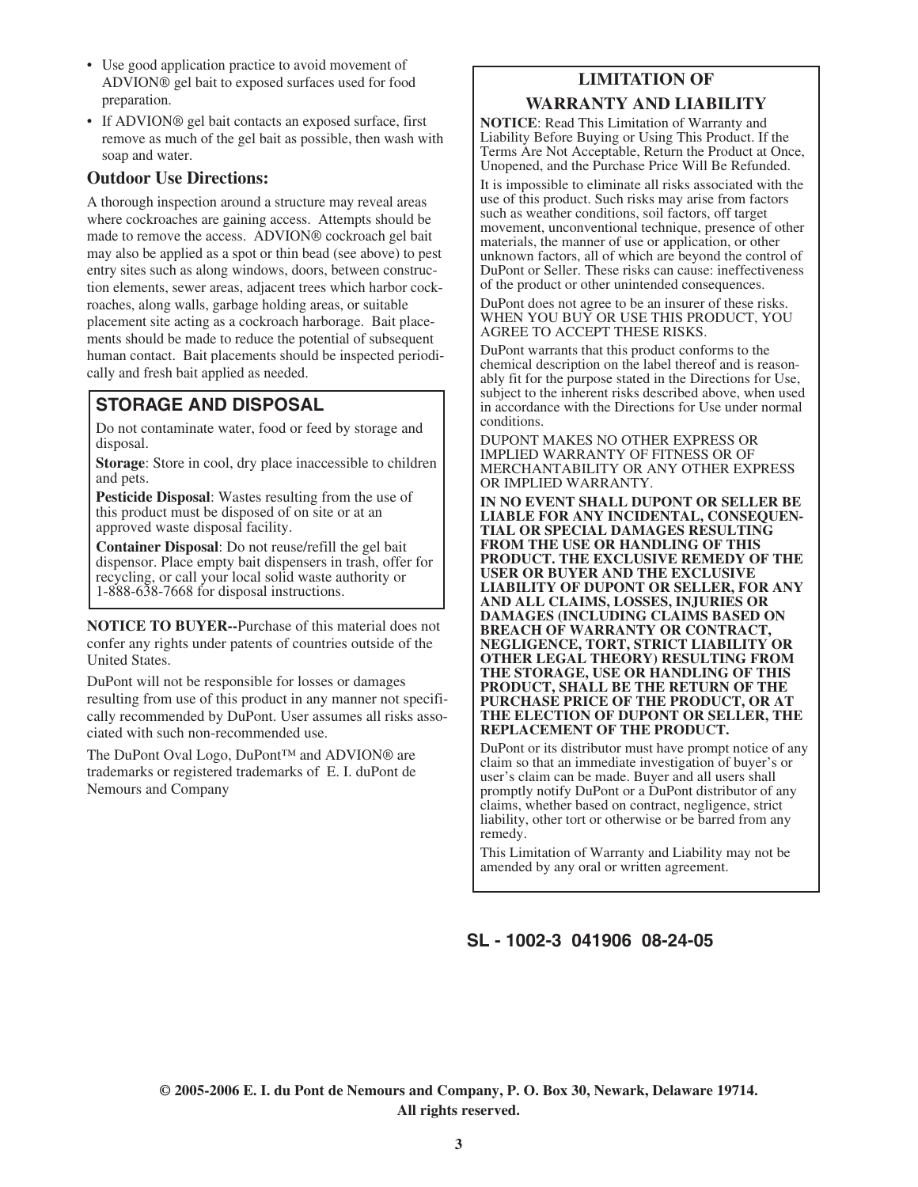- Use good application practice to avoid movement of ADVION® gel bait to exposed surfaces used for food preparation.
- If ADVION® gel bait contacts an exposed surface, first remove as much of the gel bait as possible, then wash with soap and water.

### Outdoor Use Directions:

A thorough inspection around a structure may reveal areas where cockroaches are gaining access. Attempts should be made to remove the access. ADVION® cockroach gel bait may also be applied as a spot or thin bead (see above) to pest entry sites such as along windows, doors, between construction elements, sewer areas, adjacent trees which harbor cockroaches, along walls, garbage holding areas, or suitable placement site acting as a cockroach harborage. Bait placements should be made to reduce the potential of subsequent human contact. Bait placements should be inspected periodically and fresh bait applied as needed.

## STORAGE AND DISPOSAL

Do not contaminate water, food or feed by storage and disposal.

**Storage**: Store in cool, dry place inaccessible to children and pets.

**Pesticide Disposal**: Wastes resulting from the use of this product must be disposed of on site or at an approved waste disposal facility.

**Container Disposal**: Do not reuse/refill the gel bait dispensor. Place empty bait dispensers in trash, offer for recycling, or call your local solid waste authority or 1-888-638-7668 for disposal instructions.

**NOTICE TO BUYER--**Purchase of this material does not confer any rights under patents of countries outside of the United States.

DuPont will not be responsible for losses or damages resulting from use of this product in any manner not specifically recommended by DuPont. User assumes all risks associated with such non-recommended use.

The DuPont Oval Logo, DuPont™ and ADVION® are trademarks or registered trademarks of E. I. duPont de Nemours and Company

## LIMITATION OF WARRANTY AND LIABILITY

**NOTICE**: Read This Limitation of Warranty and Liability Before Buying or Using This Product. If the Terms Are Not Acceptable, Return the Product at Once, Unopened, and the Purchase Price Will Be Refunded.

It is impossible to eliminate all risks associated with the use of this product. Such risks may arise from factors such as weather conditions, soil factors, off target movement, unconventional technique, presence of other materials, the manner of use or application, or other unknown factors, all of which are beyond the control of DuPont or Seller. These risks can cause: ineffectiveness of the product or other unintended consequences.

DuPont does not agree to be an insurer of these risks. WHEN YOU BUY OR USE THIS PRODUCT, YOU AGREE TO ACCEPT THESE RISKS.

DuPont warrants that this product conforms to the chemical description on the label thereof and is reasonably fit for the purpose stated in the Directions for Use, subject to the inherent risks described above, when used in accordance with the Directions for Use under normal conditions.

DUPONT MAKES NO OTHER EXPRESS OR IMPLIED WARRANTY OF FITNESS OR OF MERCHANTABILITY OR ANY OTHER EXPRESS OR IMPLIED WARRANTY.

**IN NO EVENT SHALL DUPONT OR SELLER BE LIABLE FOR ANY INCIDENTAL, CONSEQUENTIAL OR SPECIAL DAMAGES RESULTING FROM THE USE OR HANDLING OF THIS PRODUCT. THE EXCLUSIVE REMEDY OF THE USER OR BUYER AND THE EXCLUSIVE LIABILITY OF DUPONT OR SELLER, FOR ANY AND ALL CLAIMS, LOSSES, INJURIES OR DAMAGES (INCLUDING CLAIMS BASED ON BREACH OF WARRANTY OR CONTRACT, NEGLIGENCE, TORT, STRICT LIABILITY OR OTHER LEGAL THEORY) RESULTING FROM THE STORAGE, USE OR HANDLING OF THIS PRODUCT, SHALL BE THE RETURN OF THE PURCHASE PRICE OF THE PRODUCT, OR AT THE ELECTION OF DUPONT OR SELLER, THE REPLACEMENT OF THE PRODUCT.**

DuPont or its distributor must have prompt notice of any claim so that an immediate investigation of buyer's or user's claim can be made. Buyer and all users shall promptly notify DuPont or a DuPont distributor of any claims, whether based on contract, negligence, strict liability, other tort or otherwise or be barred from any remedy.

This Limitation of Warranty and Liability may not be amended by any oral or written agreement.

**SL - 1002-3 041906 08-24-05**

**© 2005-2006 E. I. du Pont de Nemours and Company, P. O. Box 30, Newark, Delaware 19714. All rights reserved.**